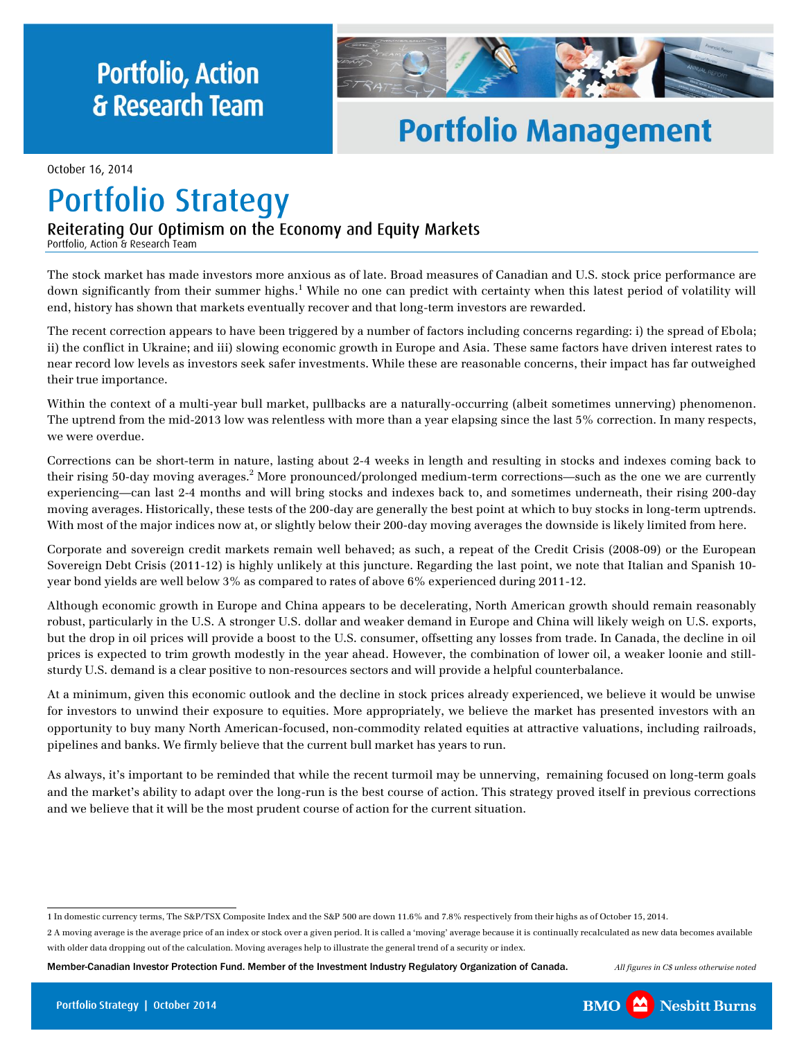Portfolio, Action & Research Team

# Portfolio Management

October 16, 2014

# Portfolio Strategy

## Reiterating Our Optimism on the Economy and Equity Markets

Portfolio, Action & Research Team

The stock market has made investors more anxious as of late. Broad measures of Canadian and U.S. stock price performance are down significantly from their summer highs.[1] While no one can predict with certainty when this latest period of volatility will end, history has shown that markets eventually recover and that long-term investors are rewarded.

The recent correction appears to have been triggered by a number of factors including concerns regarding: i) the spread of Ebola; ii) the conflict in Ukraine; and iii) slowing economic growth in Europe and Asia. These same factors have driven interest rates to near record low levels as investors seek safer investments. While these are reasonable concerns, their impact has far outweighed their true importance.

Within the context of a multi-year bull market, pullbacks are a naturally-occurring (albeit sometimes unnerving) phenomenon. The uptrend from the mid-2013 low was relentless with more than a year elapsing since the last 5% correction. In many respects, we were overdue.

Corrections can be short-term in nature, lasting about 2-4 weeks in length and resulting in stocks and indexes coming back to their rising 50-day moving averages.[2] More pronounced/prolonged medium-term corrections—such as the one we are currently experiencing—can last 2-4 months and will bring stocks and indexes back to, and sometimes underneath, their rising 200-day moving averages. Historically, these tests of the 200-day are generally the best point at which to buy stocks in long-term uptrends. With most of the major indices now at, or slightly below their 200-day moving averages the downside is likely limited from here.

Corporate and sovereign credit markets remain well behaved; as such, a repeat of the Credit Crisis (2008-09) or the European Sovereign Debt Crisis (2011-12) is highly unlikely at this juncture. Regarding the last point, we note that Italian and Spanish 10-year bond yields are well below 3% as compared to rates of above 6% experienced during 2011-12.

Although economic growth in Europe and China appears to be decelerating, North American growth should remain reasonably robust, particularly in the U.S. A stronger U.S. dollar and weaker demand in Europe and China will likely weigh on U.S. exports, but the drop in oil prices will provide a boost to the U.S. consumer, offsetting any losses from trade. In Canada, the decline in oil prices is expected to trim growth modestly in the year ahead. However, the combination of lower oil, a weaker loonie and still-sturdy U.S. demand is a clear positive to non-resources sectors and will provide a helpful counterbalance.

At a minimum, given this economic outlook and the decline in stock prices already experienced, we believe it would be unwise for investors to unwind their exposure to equities. More appropriately, we believe the market has presented investors with an opportunity to buy many North American-focused, non-commodity related equities at attractive valuations, including railroads, pipelines and banks. We firmly believe that the current bull market has years to run.

As always, it's important to be reminded that while the recent turmoil may be unnerving, remaining focused on long-term goals and the market's ability to adapt over the long-run is the best course of action. This strategy proved itself in previous corrections and we believe that it will be the most prudent course of action for the current situation.

---

1 In domestic currency terms, The S&P/TSX Composite Index and the S&P 500 are down 11.6% and 7.8% respectively from their highs as of October 15, 2014.

2 A moving average is the average price of an index or stock over a given period. It is called a 'moving' average because it is continually recalculated as new data becomes available with older data dropping out of the calculation. Moving averages help to illustrate the general trend of a security or index.

Member-Canadian Investor Protection Fund. Member of the Investment Industry Regulatory Organization of Canada.

*All figures in C$ unless otherwise noted*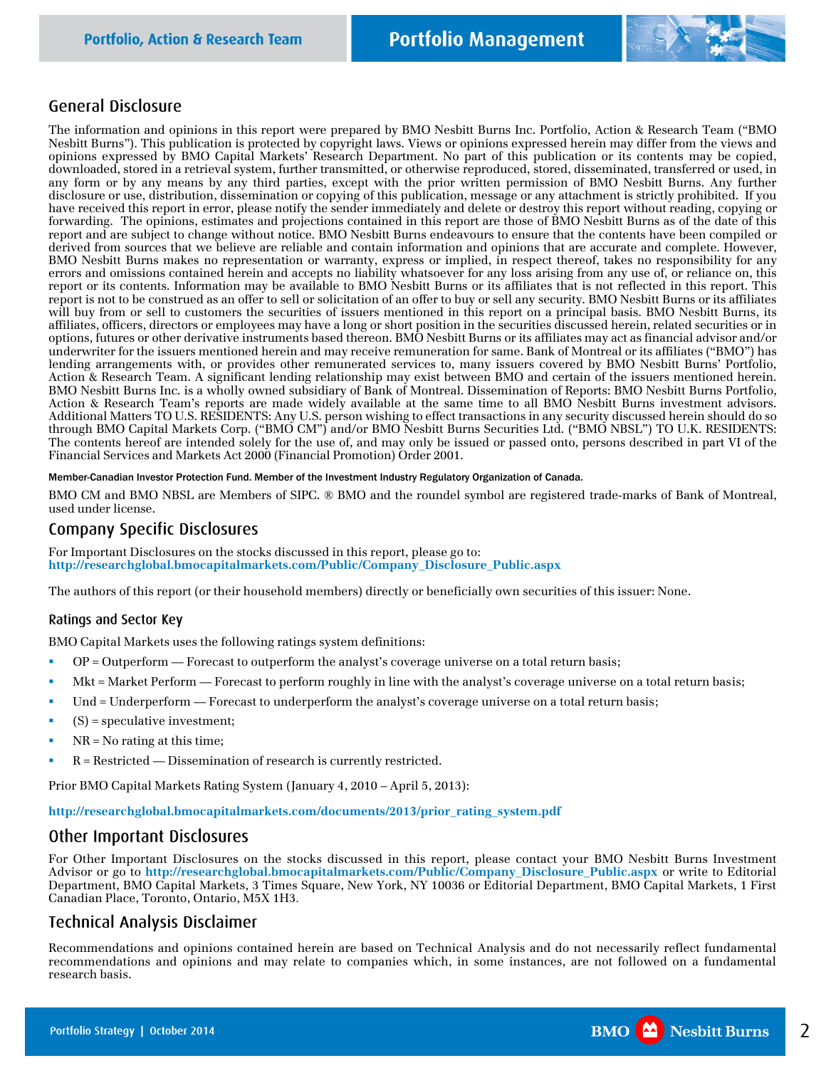## General Disclosure

The information and opinions in this report were prepared by BMO Nesbitt Burns Inc. Portfolio, Action & Research Team ("BMO Nesbitt Burns"). This publication is protected by copyright laws. Views or opinions expressed herein may differ from the views and opinions expressed by BMO Capital Markets' Research Department. No part of this publication or its contents may be copied, downloaded, stored in a retrieval system, further transmitted, or otherwise reproduced, stored, disseminated, transferred or used, in any form or by any means by any third parties, except with the prior written permission of BMO Nesbitt Burns. Any further disclosure or use, distribution, dissemination or copying of this publication, message or any attachment is strictly prohibited. If you have received this report in error, please notify the sender immediately and delete or destroy this report without reading, copying or forwarding. The opinions, estimates and projections contained in this report are those of BMO Nesbitt Burns as of the date of this report and are subject to change without notice. BMO Nesbitt Burns endeavours to ensure that the contents have been compiled or derived from sources that we believe are reliable and contain information and opinions that are accurate and complete. However, BMO Nesbitt Burns makes no representation or warranty, express or implied, in respect thereof, takes no responsibility for any errors and omissions contained herein and accepts no liability whatsoever for any loss arising from any use of, or reliance on, this report or its contents. Information may be available to BMO Nesbitt Burns or its affiliates that is not reflected in this report. This report is not to be construed as an offer to sell or solicitation of an offer to buy or sell any security. BMO Nesbitt Burns or its affiliates will buy from or sell to customers the securities of issuers mentioned in this report on a principal basis. BMO Nesbitt Burns, its affiliates, officers, directors or employees may have a long or short position in the securities discussed herein, related securities or in options, futures or other derivative instruments based thereon. BMO Nesbitt Burns or its affiliates may act as financial advisor and/or underwriter for the issuers mentioned herein and may receive remuneration for same. Bank of Montreal or its affiliates ("BMO") has lending arrangements with, or provides other remunerated services to, many issuers covered by BMO Nesbitt Burns' Portfolio, Action & Research Team. A significant lending relationship may exist between BMO and certain of the issuers mentioned herein. BMO Nesbitt Burns Inc. is a wholly owned subsidiary of Bank of Montreal. Dissemination of Reports: BMO Nesbitt Burns Portfolio, Action & Research Team's reports are made widely available at the same time to all BMO Nesbitt Burns investment advisors. Additional Matters TO U.S. RESIDENTS: Any U.S. person wishing to effect transactions in any security discussed herein should do so through BMO Capital Markets Corp. ("BMO CM") and/or BMO Nesbitt Burns Securities Ltd. ("BMO NBSL") TO U.K. RESIDENTS: The contents hereof are intended solely for the use of, and may only be issued or passed onto, persons described in part VI of the Financial Services and Markets Act 2000 (Financial Promotion) Order 2001.

**Member-Canadian Investor Protection Fund. Member of the Investment Industry Regulatory Organization of Canada.**

BMO CM and BMO NBSL are Members of SIPC. ® BMO and the roundel symbol are registered trade-marks of Bank of Montreal, used under license.

## Company Specific Disclosures

For Important Disclosures on the stocks discussed in this report, please go to:
**http://researchglobal.bmocapitalmarkets.com/Public/Company_Disclosure_Public.aspx**

The authors of this report (or their household members) directly or beneficially own securities of this issuer: None.

### Ratings and Sector Key

BMO Capital Markets uses the following ratings system definitions:

- OP = Outperform — Forecast to outperform the analyst's coverage universe on a total return basis;
- Mkt = Market Perform — Forecast to perform roughly in line with the analyst's coverage universe on a total return basis;
- Und = Underperform — Forecast to underperform the analyst's coverage universe on a total return basis;
- (S) = speculative investment;
- NR = No rating at this time;
- R = Restricted — Dissemination of research is currently restricted.

Prior BMO Capital Markets Rating System (January 4, 2010 – April 5, 2013):

**http://researchglobal.bmocapitalmarkets.com/documents/2013/prior_rating_system.pdf**

## Other Important Disclosures

For Other Important Disclosures on the stocks discussed in this report, please contact your BMO Nesbitt Burns Investment Advisor or go to **http://researchglobal.bmocapitalmarkets.com/Public/Company_Disclosure_Public.aspx** or write to Editorial Department, BMO Capital Markets, 3 Times Square, New York, NY 10036 or Editorial Department, BMO Capital Markets, 1 First Canadian Place, Toronto, Ontario, M5X 1H3.

## Technical Analysis Disclaimer

Recommendations and opinions contained herein are based on Technical Analysis and do not necessarily reflect fundamental recommendations and opinions and may relate to companies which, in some instances, are not followed on a fundamental research basis.